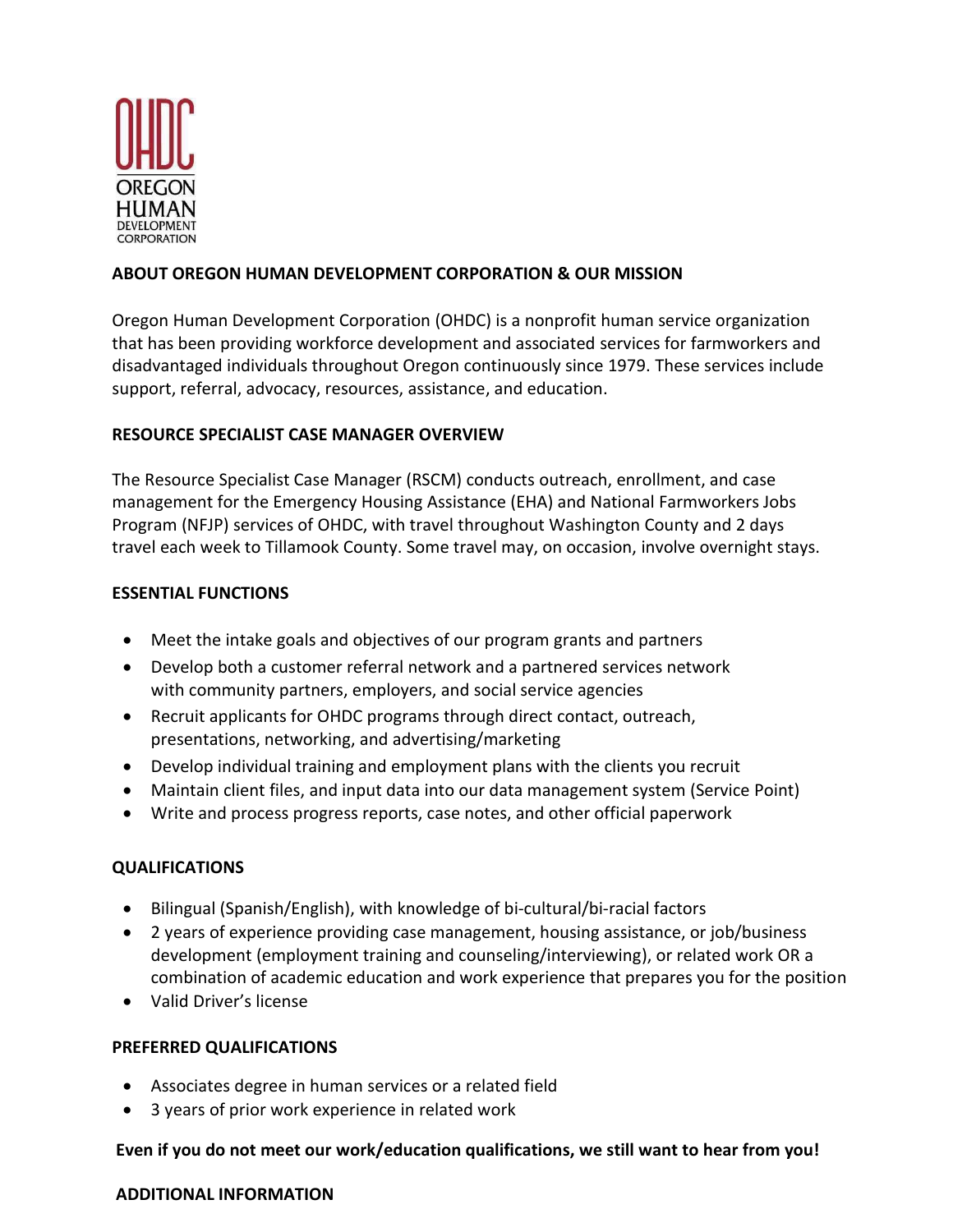OHDC
OREGON HUMAN DEVELOPMENT CORPORATION

## ABOUT OREGON HUMAN DEVELOPMENT CORPORATION & OUR MISSION

Oregon Human Development Corporation (OHDC) is a nonprofit human service organization that has been providing workforce development and associated services for farmworkers and disadvantaged individuals throughout Oregon continuously since 1979. These services include support, referral, advocacy, resources, assistance, and education.

## RESOURCE SPECIALIST CASE MANAGER OVERVIEW

The Resource Specialist Case Manager (RSCM) conducts outreach, enrollment, and case management for the Emergency Housing Assistance (EHA) and National Farmworkers Jobs Program (NFJP) services of OHDC, with travel throughout Washington County and 2 days travel each week to Tillamook County. Some travel may, on occasion, involve overnight stays.

## ESSENTIAL FUNCTIONS

- Meet the intake goals and objectives of our program grants and partners
- Develop both a customer referral network and a partnered services network with community partners, employers, and social service agencies
- Recruit applicants for OHDC programs through direct contact, outreach, presentations, networking, and advertising/marketing
- Develop individual training and employment plans with the clients you recruit
- Maintain client files, and input data into our data management system (Service Point)
- Write and process progress reports, case notes, and other official paperwork

## QUALIFICATIONS

- Bilingual (Spanish/English), with knowledge of bi-cultural/bi-racial factors
- 2 years of experience providing case management, housing assistance, or job/business development (employment training and counseling/interviewing), or related work OR a combination of academic education and work experience that prepares you for the position
- Valid Driver's license

## PREFERRED QUALIFICATIONS

- Associates degree in human services or a related field
- 3 years of prior work experience in related work

**Even if you do not meet our work/education qualifications, we still want to hear from you!**

## ADDITIONAL INFORMATION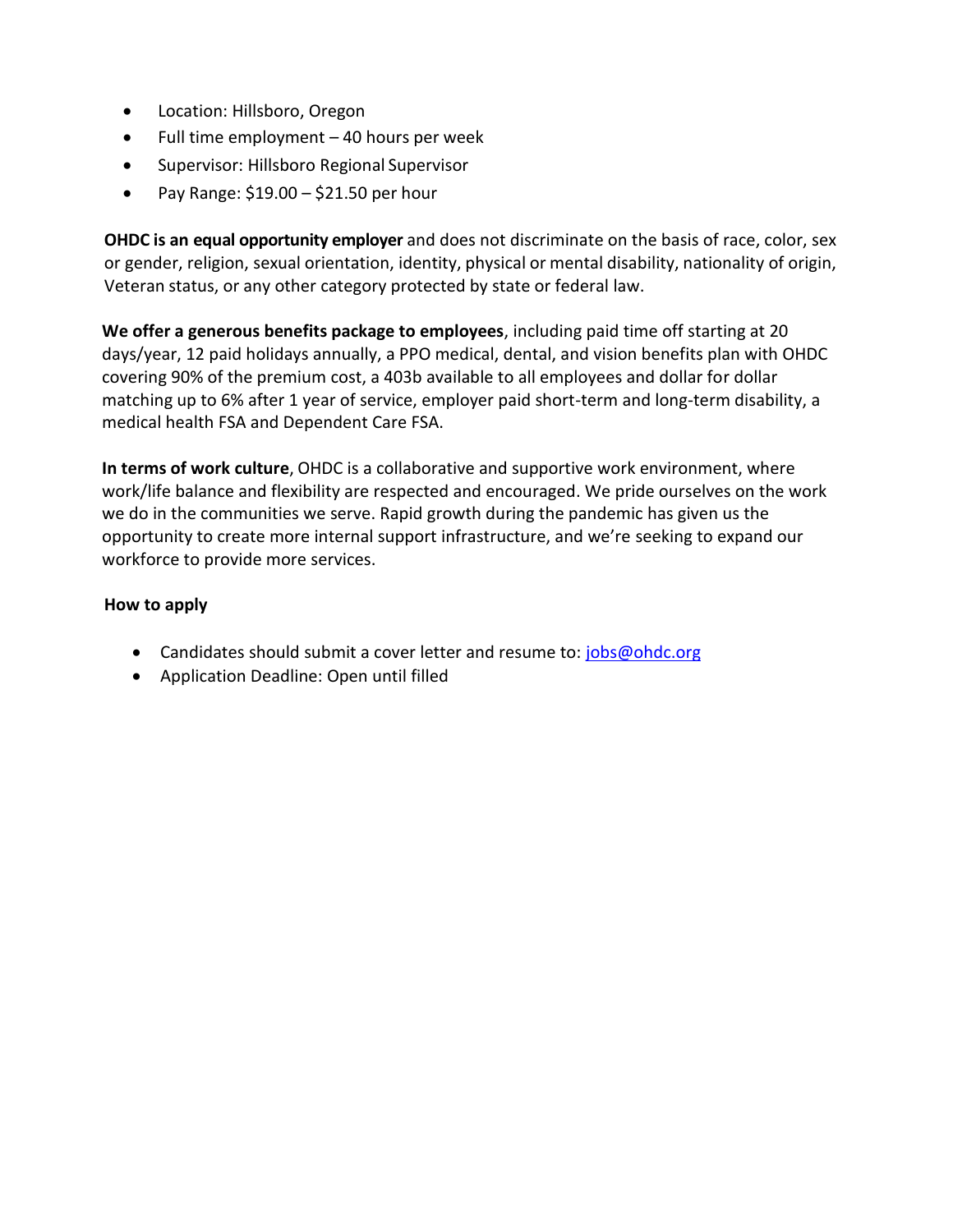- Location: Hillsboro, Oregon
- Full time employment – 40 hours per week
- Supervisor: Hillsboro Regional Supervisor
- Pay Range: $19.00 – $21.50 per hour

**OHDC is an equal opportunity employer** and does not discriminate on the basis of race, color, sex or gender, religion, sexual orientation, identity, physical or mental disability, nationality of origin, Veteran status, or any other category protected by state or federal law.

**We offer a generous benefits package to employees**, including paid time off starting at 20 days/year, 12 paid holidays annually, a PPO medical, dental, and vision benefits plan with OHDC covering 90% of the premium cost, a 403b available to all employees and dollar for dollar matching up to 6% after 1 year of service, employer paid short-term and long-term disability, a medical health FSA and Dependent Care FSA.

**In terms of work culture**, OHDC is a collaborative and supportive work environment, where work/life balance and flexibility are respected and encouraged. We pride ourselves on the work we do in the communities we serve. Rapid growth during the pandemic has given us the opportunity to create more internal support infrastructure, and we're seeking to expand our workforce to provide more services.

**How to apply**

- Candidates should submit a cover letter and resume to: jobs@ohdc.org
- Application Deadline: Open until filled